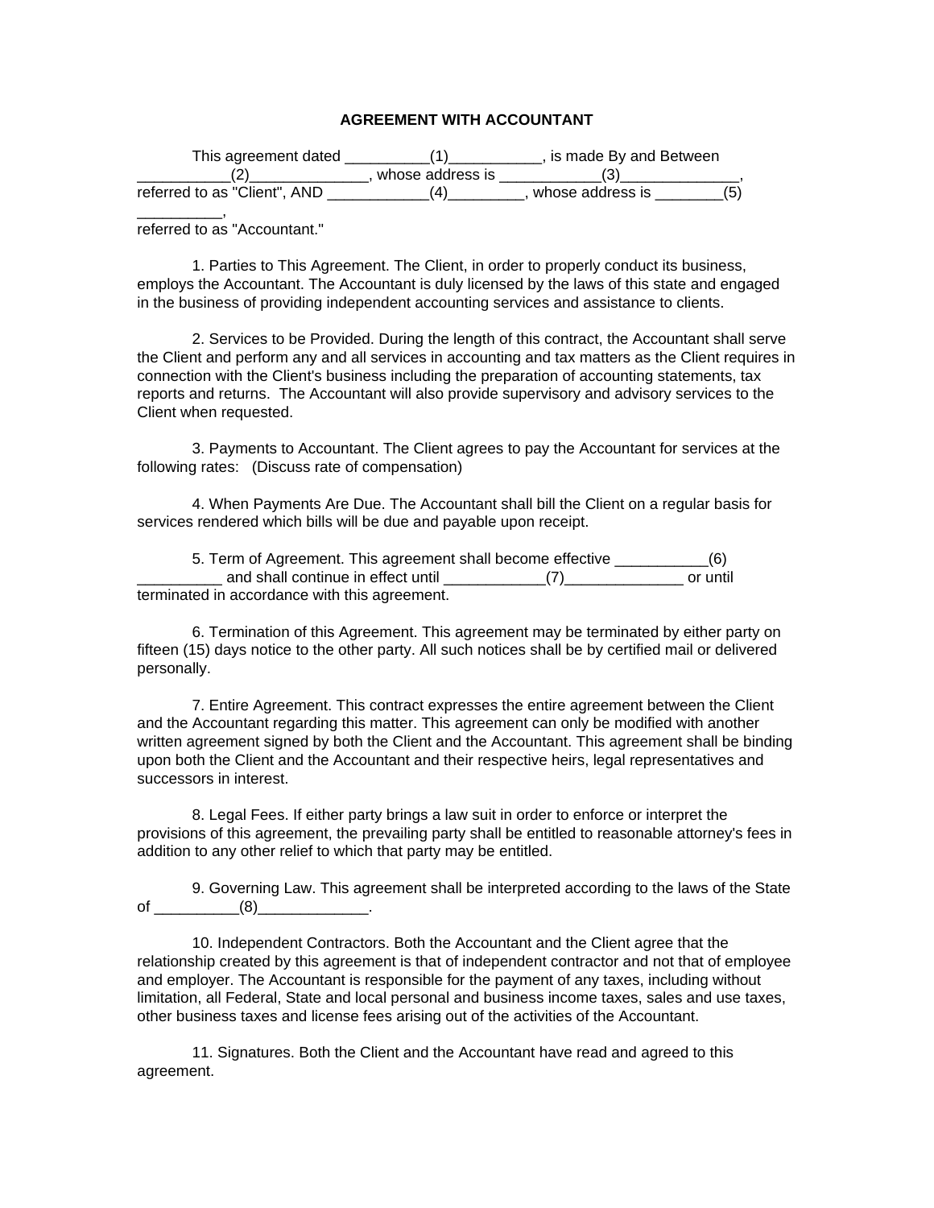# AGREEMENT WITH ACCOUNTANT

This agreement dated __________(1)___________, is made By and Between ___________(2)______________, whose address is ____________(3)______________, referred to as "Client", AND ____________(4)_________, whose address is ________(5) __________, referred to as "Accountant."

1. Parties to This Agreement. The Client, in order to properly conduct its business, employs the Accountant. The Accountant is duly licensed by the laws of this state and engaged in the business of providing independent accounting services and assistance to clients.

2. Services to be Provided. During the length of this contract, the Accountant shall serve the Client and perform any and all services in accounting and tax matters as the Client requires in connection with the Client's business including the preparation of accounting statements, tax reports and returns. The Accountant will also provide supervisory and advisory services to the Client when requested.

3. Payments to Accountant. The Client agrees to pay the Accountant for services at the following rates: (Discuss rate of compensation)

4. When Payments Are Due. The Accountant shall bill the Client on a regular basis for services rendered which bills will be due and payable upon receipt.

5. Term of Agreement. This agreement shall become effective ___________(6) __________ and shall continue in effect until ____________(7)______________ or until terminated in accordance with this agreement.

6. Termination of this Agreement. This agreement may be terminated by either party on fifteen (15) days notice to the other party. All such notices shall be by certified mail or delivered personally.

7. Entire Agreement. This contract expresses the entire agreement between the Client and the Accountant regarding this matter. This agreement can only be modified with another written agreement signed by both the Client and the Accountant. This agreement shall be binding upon both the Client and the Accountant and their respective heirs, legal representatives and successors in interest.

8. Legal Fees. If either party brings a law suit in order to enforce or interpret the provisions of this agreement, the prevailing party shall be entitled to reasonable attorney's fees in addition to any other relief to which that party may be entitled.

9. Governing Law. This agreement shall be interpreted according to the laws of the State of __________(8)_____________.

10. Independent Contractors. Both the Accountant and the Client agree that the relationship created by this agreement is that of independent contractor and not that of employee and employer. The Accountant is responsible for the payment of any taxes, including without limitation, all Federal, State and local personal and business income taxes, sales and use taxes, other business taxes and license fees arising out of the activities of the Accountant.

11. Signatures. Both the Client and the Accountant have read and agreed to this agreement.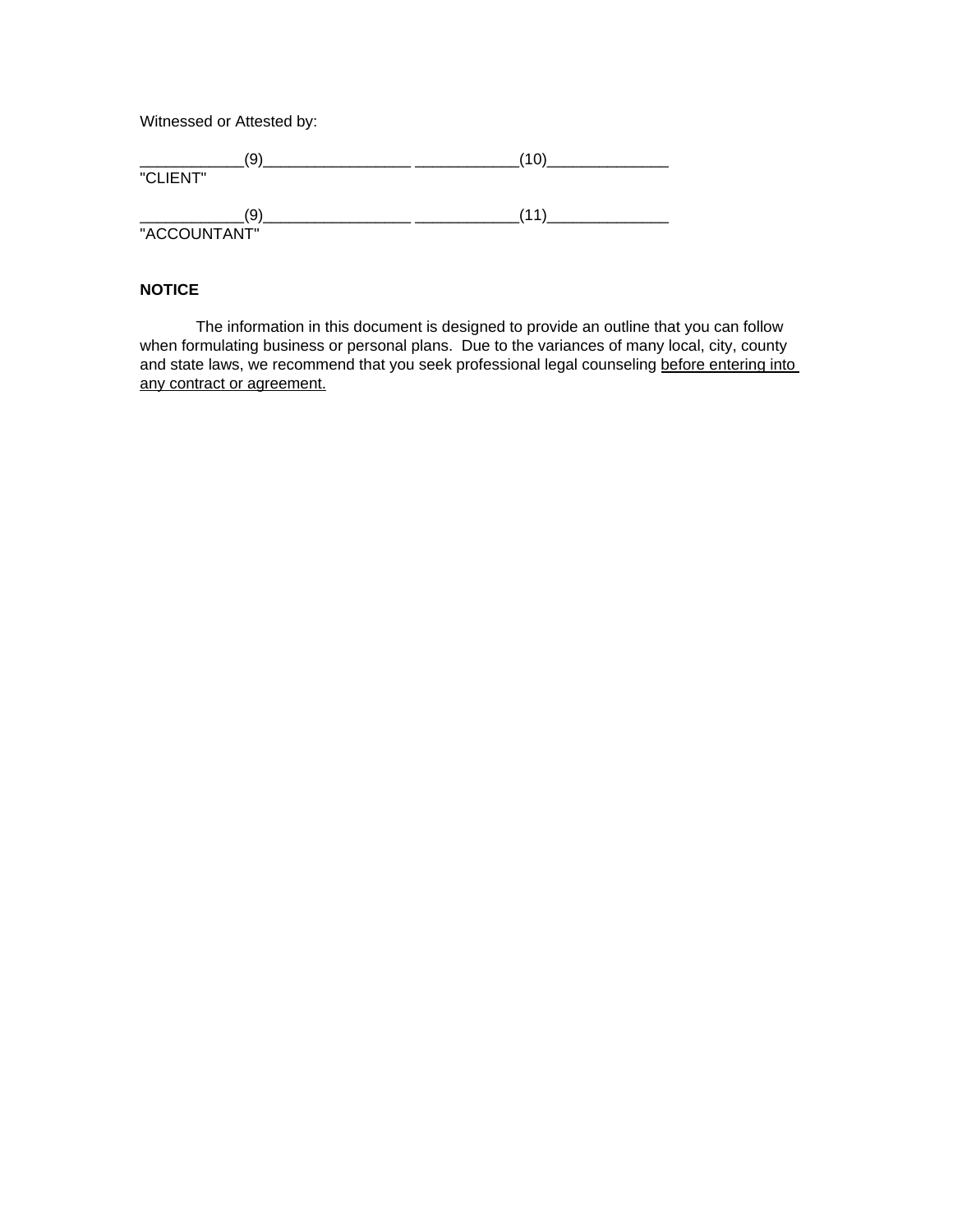Witnessed or Attested by:

____________(9)_________________ ____________(10)______________
"CLIENT"

____________(9)_________________ ____________(11)______________
"ACCOUNTANT"

**NOTICE**

The information in this document is designed to provide an outline that you can follow when formulating business or personal plans. Due to the variances of many local, city, county and state laws, we recommend that you seek professional legal counseling <u>before entering into any contract or agreement.</u>